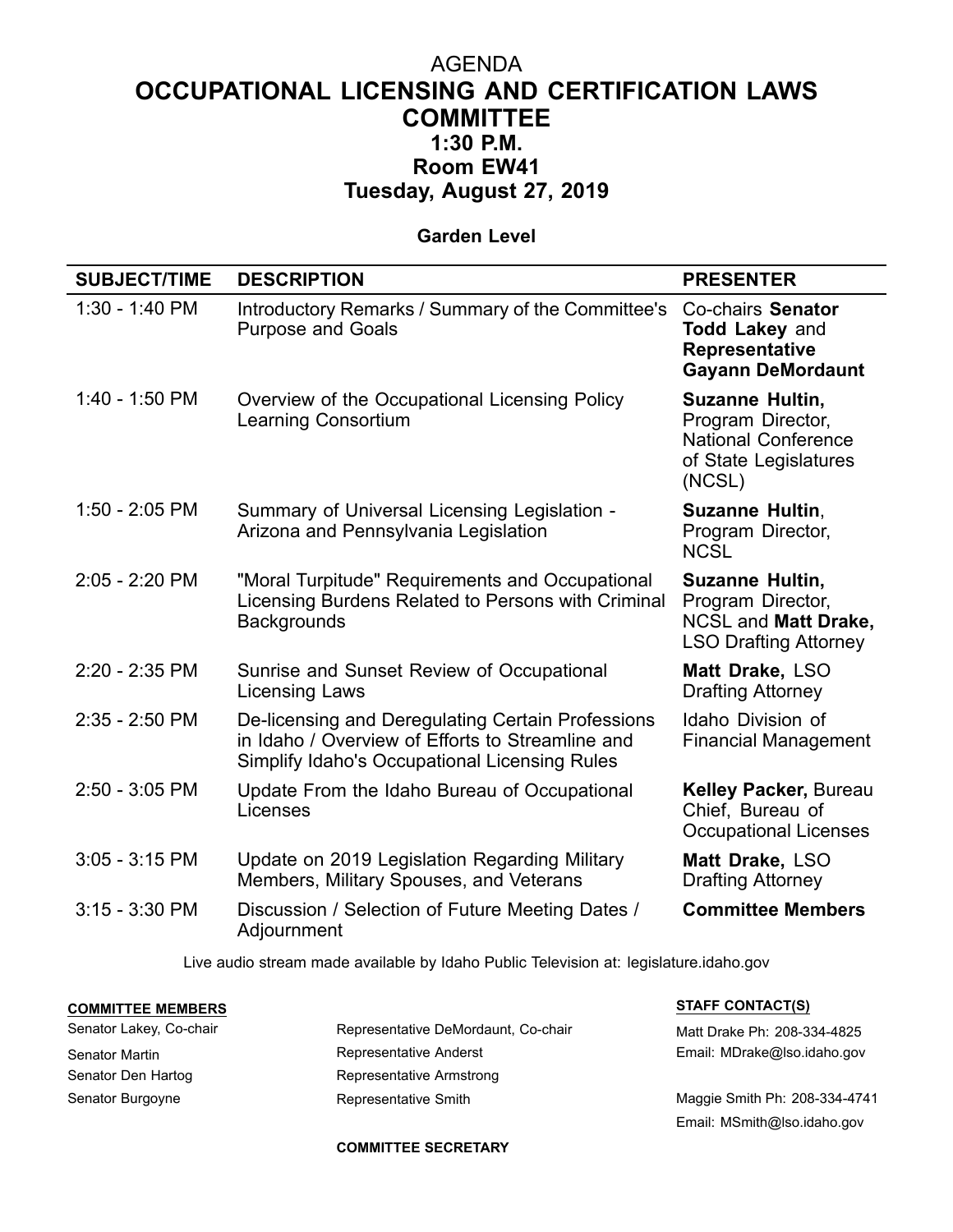# AGENDA

# OCCUPATIONAL LICENSING AND CERTIFICATION LAWS COMMITTEE

## 1:30 P.M.

## Room EW41

## Tuesday, August 27, 2019

**Garden Level**

| SUBJECT/TIME | DESCRIPTION | PRESENTER |
|---|---|---|
| 1:30 - 1:40 PM | Introductory Remarks / Summary of the Committee's Purpose and Goals | Co-chairs **Senator Todd Lakey** and **Representative Gayann DeMordaunt** |
| 1:40 - 1:50 PM | Overview of the Occupational Licensing Policy Learning Consortium | **Suzanne Hultin,** Program Director, National Conference of State Legislatures (NCSL) |
| 1:50 - 2:05 PM | Summary of Universal Licensing Legislation - Arizona and Pennsylvania Legislation | **Suzanne Hultin**, Program Director, NCSL |
| 2:05 - 2:20 PM | "Moral Turpitude" Requirements and Occupational Licensing Burdens Related to Persons with Criminal Backgrounds | **Suzanne Hultin,** Program Director, NCSL and **Matt Drake,** LSO Drafting Attorney |
| 2:20 - 2:35 PM | Sunrise and Sunset Review of Occupational Licensing Laws | **Matt Drake,** LSO Drafting Attorney |
| 2:35 - 2:50 PM | De-licensing and Deregulating Certain Professions in Idaho / Overview of Efforts to Streamline and Simplify Idaho's Occupational Licensing Rules | Idaho Division of Financial Management |
| 2:50 - 3:05 PM | Update From the Idaho Bureau of Occupational Licenses | **Kelley Packer,** Bureau Chief, Bureau of Occupational Licenses |
| 3:05 - 3:15 PM | Update on 2019 Legislation Regarding Military Members, Military Spouses, and Veterans | **Matt Drake,** LSO Drafting Attorney |
| 3:15 - 3:30 PM | Discussion / Selection of Future Meeting Dates / Adjournment | **Committee Members** |

Live audio stream made available by Idaho Public Television at: legislature.idaho.gov

**COMMITTEE MEMBERS**

Senator Lakey, Co-chair
Senator Martin
Senator Den Hartog
Senator Burgoyne

Representative DeMordaunt, Co-chair
Representative Anderst
Representative Armstrong
Representative Smith

**COMMITTEE SECRETARY**

**STAFF CONTACT(S)**

Matt Drake Ph: 208-334-4825
Email: MDrake@lso.idaho.gov

Maggie Smith Ph: 208-334-4741
Email: MSmith@lso.idaho.gov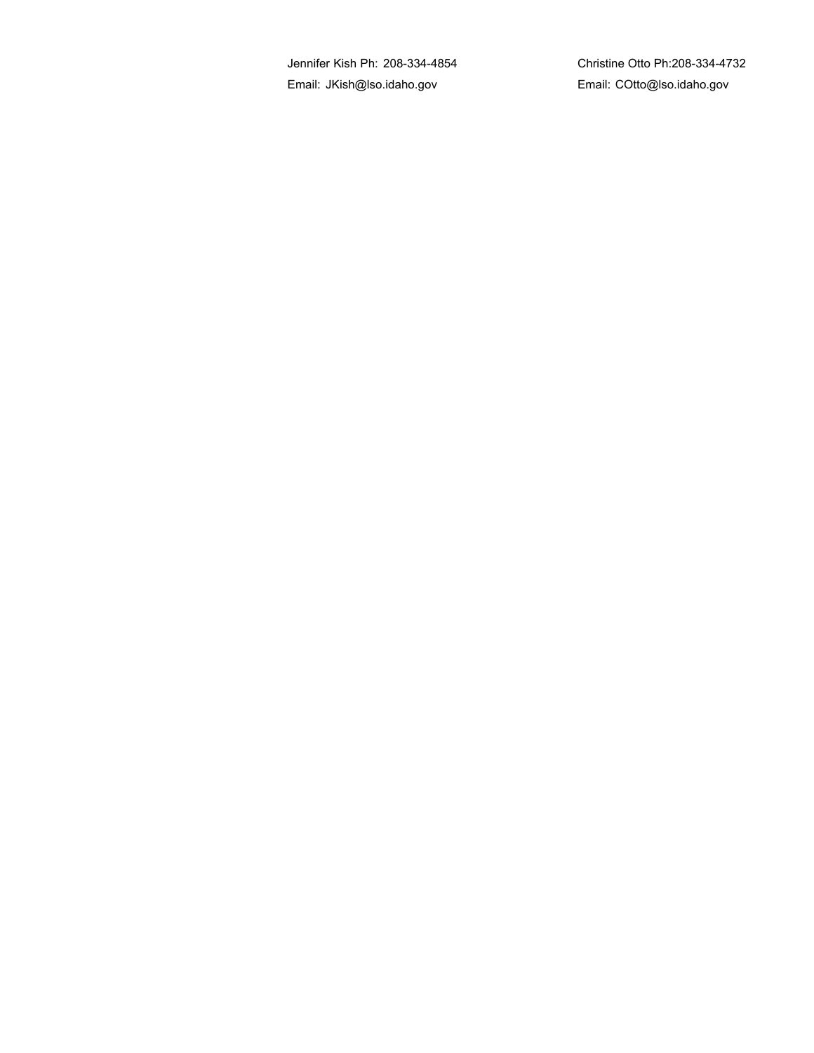Jennifer Kish Ph: 208-334-4854
Email: JKish@lso.idaho.gov

Christine Otto Ph:208-334-4732
Email: COtto@lso.idaho.gov